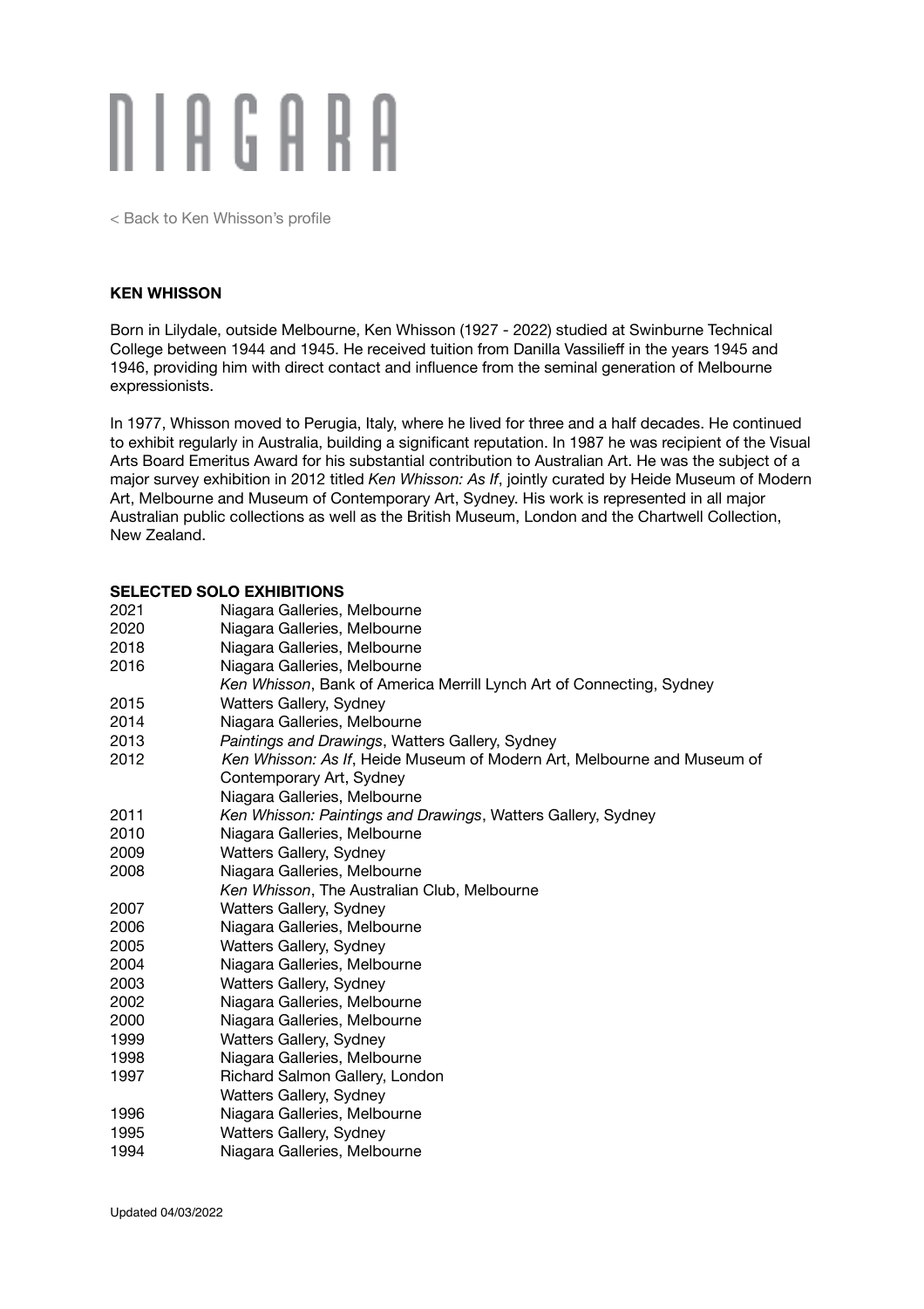# NIAGARA

< Back to Ken Whisson's profile

**KEN WHISSON**

Born in Lilydale, outside Melbourne, Ken Whisson (1927 - 2022) studied at Swinburne Technical College between 1944 and 1945. He received tuition from Danilla Vassilieff in the years 1945 and 1946, providing him with direct contact and influence from the seminal generation of Melbourne expressionists.

In 1977, Whisson moved to Perugia, Italy, where he lived for three and a half decades. He continued to exhibit regularly in Australia, building a significant reputation. In 1987 he was recipient of the Visual Arts Board Emeritus Award for his substantial contribution to Australian Art. He was the subject of a major survey exhibition in 2012 titled *Ken Whisson: As If*, jointly curated by Heide Museum of Modern Art, Melbourne and Museum of Contemporary Art, Sydney. His work is represented in all major Australian public collections as well as the British Museum, London and the Chartwell Collection, New Zealand.

**SELECTED SOLO EXHIBITIONS**

| | |
|---|---|
| 2021 | Niagara Galleries, Melbourne |
| 2020 | Niagara Galleries, Melbourne |
| 2018 | Niagara Galleries, Melbourne |
| 2016 | Niagara Galleries, Melbourne |
| | *Ken Whisson*, Bank of America Merrill Lynch Art of Connecting, Sydney |
| 2015 | Watters Gallery, Sydney |
| 2014 | Niagara Galleries, Melbourne |
| 2013 | *Paintings and Drawings*, Watters Gallery, Sydney |
| 2012 | *Ken Whisson: As If*, Heide Museum of Modern Art, Melbourne and Museum of Contemporary Art, Sydney |
| | Niagara Galleries, Melbourne |
| 2011 | *Ken Whisson: Paintings and Drawings*, Watters Gallery, Sydney |
| 2010 | Niagara Galleries, Melbourne |
| 2009 | Watters Gallery, Sydney |
| 2008 | Niagara Galleries, Melbourne |
| | *Ken Whisson*, The Australian Club, Melbourne |
| 2007 | Watters Gallery, Sydney |
| 2006 | Niagara Galleries, Melbourne |
| 2005 | Watters Gallery, Sydney |
| 2004 | Niagara Galleries, Melbourne |
| 2003 | Watters Gallery, Sydney |
| 2002 | Niagara Galleries, Melbourne |
| 2000 | Niagara Galleries, Melbourne |
| 1999 | Watters Gallery, Sydney |
| 1998 | Niagara Galleries, Melbourne |
| 1997 | Richard Salmon Gallery, London |
| | Watters Gallery, Sydney |
| 1996 | Niagara Galleries, Melbourne |
| 1995 | Watters Gallery, Sydney |
| 1994 | Niagara Galleries, Melbourne |

Updated 04/03/2022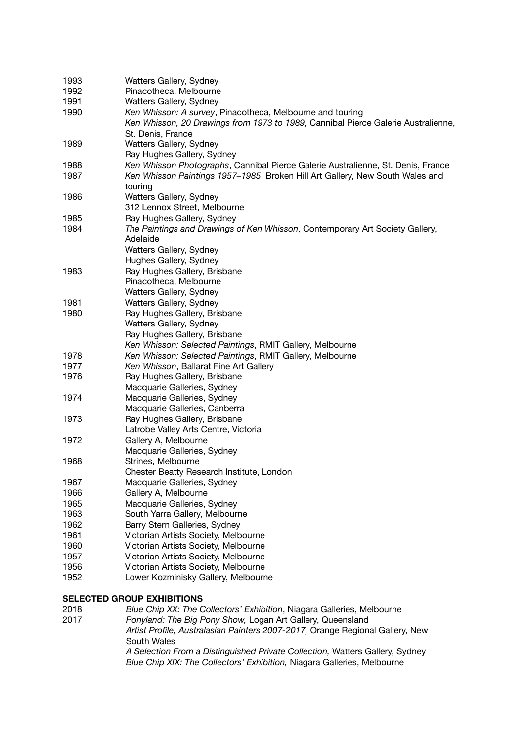| | |
|---|---|
| 1993 | Watters Gallery, Sydney |
| 1992 | Pinacotheca, Melbourne |
| 1991 | Watters Gallery, Sydney |
| 1990 | *Ken Whisson: A survey*, Pinacotheca, Melbourne and touring |
| | *Ken Whisson, 20 Drawings from 1973 to 1989,* Cannibal Pierce Galerie Australienne, St. Denis, France |
| 1989 | Watters Gallery, Sydney |
| | Ray Hughes Gallery, Sydney |
| 1988 | *Ken Whisson Photographs*, Cannibal Pierce Galerie Australienne, St. Denis, France |
| 1987 | *Ken Whisson Paintings 1957–1985*, Broken Hill Art Gallery, New South Wales and touring |
| 1986 | Watters Gallery, Sydney |
| | 312 Lennox Street, Melbourne |
| 1985 | Ray Hughes Gallery, Sydney |
| 1984 | *The Paintings and Drawings of Ken Whisson*, Contemporary Art Society Gallery, Adelaide |
| | Watters Gallery, Sydney |
| | Hughes Gallery, Sydney |
| 1983 | Ray Hughes Gallery, Brisbane |
| | Pinacotheca, Melbourne |
| | Watters Gallery, Sydney |
| 1981 | Watters Gallery, Sydney |
| 1980 | Ray Hughes Gallery, Brisbane |
| | Watters Gallery, Sydney |
| | Ray Hughes Gallery, Brisbane |
| | *Ken Whisson: Selected Paintings*, RMIT Gallery, Melbourne |
| 1978 | *Ken Whisson: Selected Paintings*, RMIT Gallery, Melbourne |
| 1977 | *Ken Whisson*, Ballarat Fine Art Gallery |
| 1976 | Ray Hughes Gallery, Brisbane |
| | Macquarie Galleries, Sydney |
| 1974 | Macquarie Galleries, Sydney |
| | Macquarie Galleries, Canberra |
| 1973 | Ray Hughes Gallery, Brisbane |
| | Latrobe Valley Arts Centre, Victoria |
| 1972 | Gallery A, Melbourne |
| | Macquarie Galleries, Sydney |
| 1968 | Strines, Melbourne |
| | Chester Beatty Research Institute, London |
| 1967 | Macquarie Galleries, Sydney |
| 1966 | Gallery A, Melbourne |
| 1965 | Macquarie Galleries, Sydney |
| 1963 | South Yarra Gallery, Melbourne |
| 1962 | Barry Stern Galleries, Sydney |
| 1961 | Victorian Artists Society, Melbourne |
| 1960 | Victorian Artists Society, Melbourne |
| 1957 | Victorian Artists Society, Melbourne |
| 1956 | Victorian Artists Society, Melbourne |
| 1952 | Lower Kozminisky Gallery, Melbourne |

**SELECTED GROUP EXHIBITIONS**

| | |
|---|---|
| 2018 | *Blue Chip XX: The Collectors' Exhibition*, Niagara Galleries, Melbourne |
| 2017 | *Ponyland: The Big Pony Show,* Logan Art Gallery, Queensland |
| | *Artist Profile, Australasian Painters 2007-2017,* Orange Regional Gallery, New South Wales |
| | *A Selection From a Distinguished Private Collection,* Watters Gallery, Sydney |
| | *Blue Chip XIX: The Collectors' Exhibition,* Niagara Galleries, Melbourne |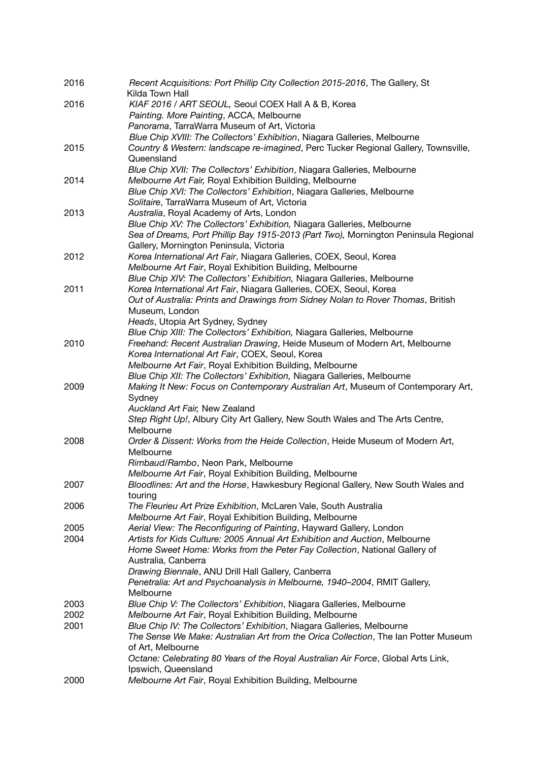2016 *Recent Acquisitions: Port Phillip City Collection 2015-2016*, The Gallery, St Kilda Town Hall

2016 *KIAF 2016 / ART SEOUL,* Seoul COEX Hall A & B, Korea
*Painting. More Painting*, ACCA, Melbourne
*Panorama*, TarraWarra Museum of Art, Victoria
*Blue Chip XVIII: The Collectors' Exhibition*, Niagara Galleries, Melbourne

2015 *Country & Western: landscape re-imagined*, Perc Tucker Regional Gallery, Townsville, Queensland
*Blue Chip XVII: The Collectors' Exhibition*, Niagara Galleries, Melbourne

2014 *Melbourne Art Fair,* Royal Exhibition Building, Melbourne
*Blue Chip XVI: The Collectors' Exhibition*, Niagara Galleries, Melbourne
*Solitaire*, TarraWarra Museum of Art, Victoria

2013 *Australia*, Royal Academy of Arts, London
*Blue Chip XV: The Collectors' Exhibition,* Niagara Galleries, Melbourne
*Sea of Dreams, Port Phillip Bay 1915-2013 (Part Two),* Mornington Peninsula Regional Gallery, Mornington Peninsula, Victoria

2012 *Korea International Art Fair*, Niagara Galleries, COEX, Seoul, Korea
*Melbourne Art Fair*, Royal Exhibition Building, Melbourne
*Blue Chip XIV: The Collectors' Exhibition,* Niagara Galleries, Melbourne

2011 *Korea International Art Fair*, Niagara Galleries, COEX, Seoul, Korea
*Out of Australia: Prints and Drawings from Sidney Nolan to Rover Thomas*, British Museum, London
*Heads*, Utopia Art Sydney, Sydney
*Blue Chip XIII: The Collectors' Exhibition,* Niagara Galleries, Melbourne

2010 *Freehand: Recent Australian Drawing*, Heide Museum of Modern Art, Melbourne
*Korea International Art Fair*, COEX, Seoul, Korea
*Melbourne Art Fair*, Royal Exhibition Building, Melbourne
*Blue Chip XII: The Collectors' Exhibition,* Niagara Galleries, Melbourne

2009 *Making It New: Focus on Contemporary Australian Art*, Museum of Contemporary Art, Sydney
*Auckland Art Fair,* New Zealand
*Step Right Up!*, Albury City Art Gallery, New South Wales and The Arts Centre, Melbourne

2008 *Order & Dissent: Works from the Heide Collection*, Heide Museum of Modern Art, Melbourne
*Rimbaud/Rambo*, Neon Park, Melbourne
*Melbourne Art Fair*, Royal Exhibition Building, Melbourne

2007 *Bloodlines: Art and the Horse*, Hawkesbury Regional Gallery, New South Wales and touring

2006 *The Fleurieu Art Prize Exhibition*, McLaren Vale, South Australia
*Melbourne Art Fair*, Royal Exhibition Building, Melbourne

2005 *Aerial View: The Reconfiguring of Painting*, Hayward Gallery, London

2004 *Artists for Kids Culture: 2005 Annual Art Exhibition and Auction*, Melbourne
*Home Sweet Home: Works from the Peter Fay Collection*, National Gallery of Australia, Canberra
*Drawing Biennale*, ANU Drill Hall Gallery, Canberra
*Penetralia: Art and Psychoanalysis in Melbourne, 1940–2004*, RMIT Gallery, Melbourne

2003 *Blue Chip V: The Collectors' Exhibition*, Niagara Galleries, Melbourne

2002 *Melbourne Art Fair*, Royal Exhibition Building, Melbourne

2001 *Blue Chip IV: The Collectors' Exhibition*, Niagara Galleries, Melbourne
*The Sense We Make: Australian Art from the Orica Collection*, The Ian Potter Museum of Art, Melbourne
*Octane: Celebrating 80 Years of the Royal Australian Air Force*, Global Arts Link, Ipswich, Queensland

2000 *Melbourne Art Fair*, Royal Exhibition Building, Melbourne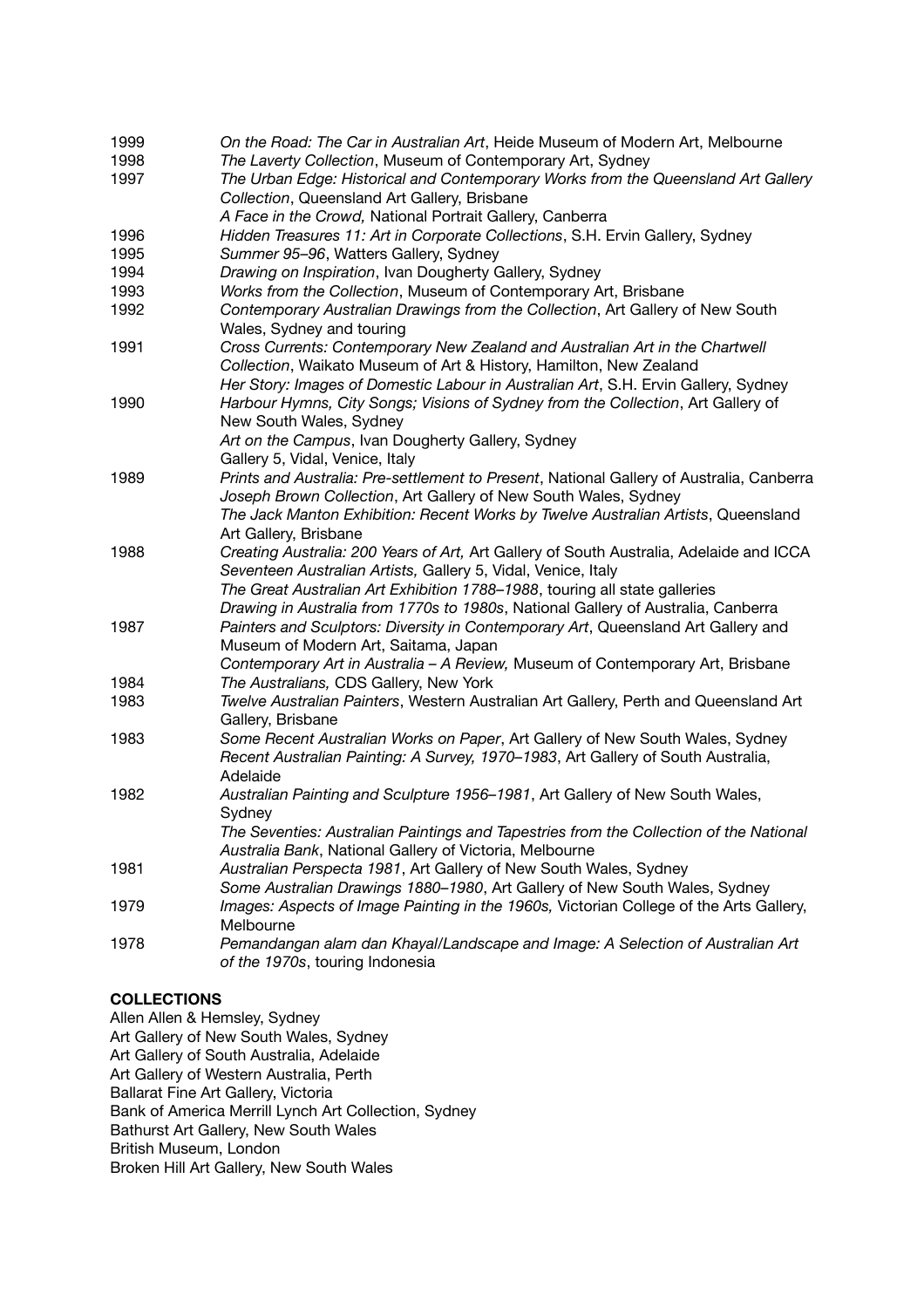1999 *On the Road: The Car in Australian Art*, Heide Museum of Modern Art, Melbourne
1998 *The Laverty Collection*, Museum of Contemporary Art, Sydney
1997 *The Urban Edge: Historical and Contemporary Works from the Queensland Art Gallery Collection*, Queensland Art Gallery, Brisbane
*A Face in the Crowd,* National Portrait Gallery, Canberra
1996 *Hidden Treasures 11: Art in Corporate Collections*, S.H. Ervin Gallery, Sydney
1995 *Summer 95–96*, Watters Gallery, Sydney
1994 *Drawing on Inspiration*, Ivan Dougherty Gallery, Sydney
1993 *Works from the Collection*, Museum of Contemporary Art, Brisbane
1992 *Contemporary Australian Drawings from the Collection*, Art Gallery of New South Wales, Sydney and touring
1991 *Cross Currents: Contemporary New Zealand and Australian Art in the Chartwell Collection*, Waikato Museum of Art & History, Hamilton, New Zealand
*Her Story: Images of Domestic Labour in Australian Art*, S.H. Ervin Gallery, Sydney
1990 *Harbour Hymns, City Songs; Visions of Sydney from the Collection*, Art Gallery of New South Wales, Sydney
*Art on the Campus*, Ivan Dougherty Gallery, Sydney
Gallery 5, Vidal, Venice, Italy
1989 *Prints and Australia: Pre-settlement to Present*, National Gallery of Australia, Canberra
*Joseph Brown Collection*, Art Gallery of New South Wales, Sydney
*The Jack Manton Exhibition: Recent Works by Twelve Australian Artists*, Queensland Art Gallery, Brisbane
1988 *Creating Australia: 200 Years of Art,* Art Gallery of South Australia, Adelaide and ICCA
*Seventeen Australian Artists,* Gallery 5, Vidal, Venice, Italy
*The Great Australian Art Exhibition 1788–1988*, touring all state galleries
*Drawing in Australia from 1770s to 1980s*, National Gallery of Australia, Canberra
1987 *Painters and Sculptors: Diversity in Contemporary Art*, Queensland Art Gallery and Museum of Modern Art, Saitama, Japan
*Contemporary Art in Australia – A Review,* Museum of Contemporary Art, Brisbane
1984 *The Australians,* CDS Gallery, New York
1983 *Twelve Australian Painters*, Western Australian Art Gallery, Perth and Queensland Art Gallery, Brisbane
1983 *Some Recent Australian Works on Paper*, Art Gallery of New South Wales, Sydney
*Recent Australian Painting: A Survey, 1970–1983*, Art Gallery of South Australia, Adelaide
1982 *Australian Painting and Sculpture 1956–1981*, Art Gallery of New South Wales, Sydney
*The Seventies: Australian Paintings and Tapestries from the Collection of the National Australia Bank*, National Gallery of Victoria, Melbourne
1981 *Australian Perspecta 1981*, Art Gallery of New South Wales, Sydney
*Some Australian Drawings 1880–1980*, Art Gallery of New South Wales, Sydney
1979 *Images: Aspects of Image Painting in the 1960s,* Victorian College of the Arts Gallery, Melbourne
1978 *Pemandangan alam dan Khayal/Landscape and Image: A Selection of Australian Art of the 1970s*, touring Indonesia

**COLLECTIONS**

Allen Allen & Hemsley, Sydney
Art Gallery of New South Wales, Sydney
Art Gallery of South Australia, Adelaide
Art Gallery of Western Australia, Perth
Ballarat Fine Art Gallery, Victoria
Bank of America Merrill Lynch Art Collection, Sydney
Bathurst Art Gallery, New South Wales
British Museum, London
Broken Hill Art Gallery, New South Wales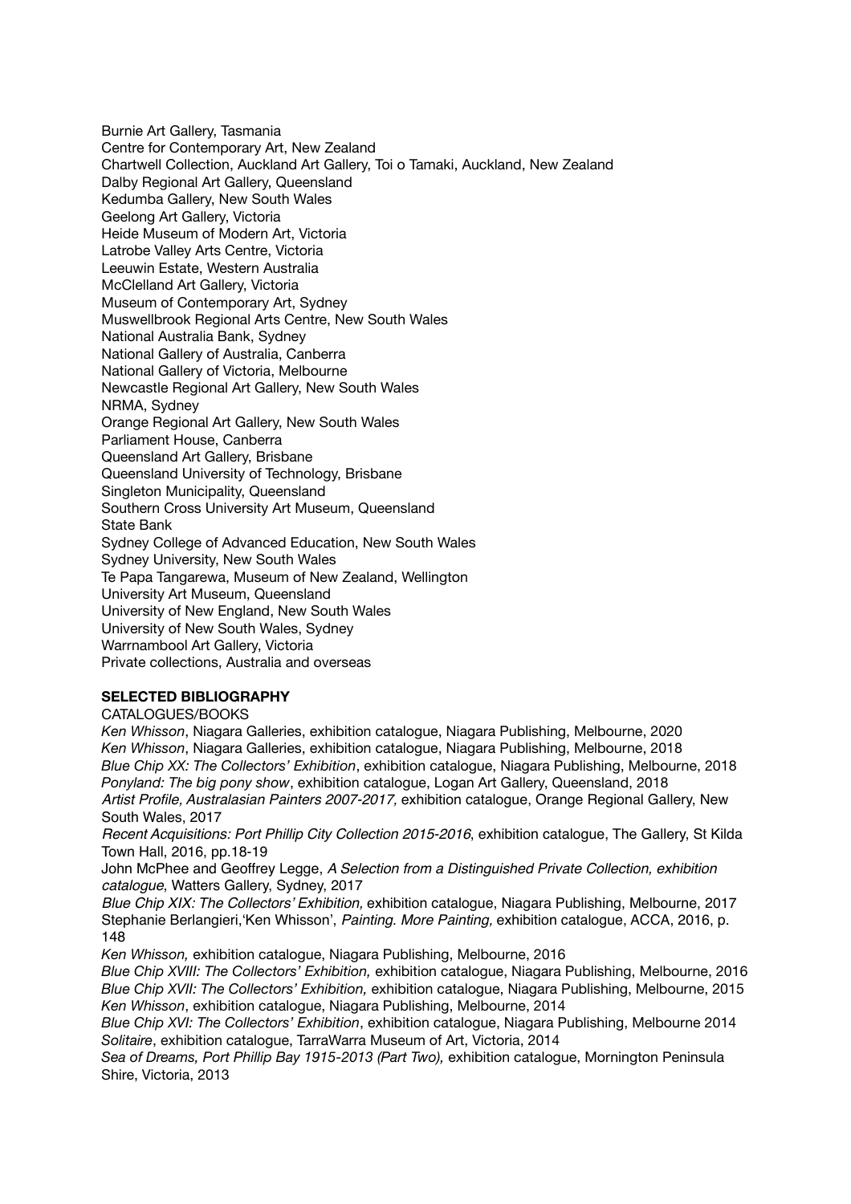Burnie Art Gallery, Tasmania
Centre for Contemporary Art, New Zealand
Chartwell Collection, Auckland Art Gallery, Toi o Tamaki, Auckland, New Zealand
Dalby Regional Art Gallery, Queensland
Kedumba Gallery, New South Wales
Geelong Art Gallery, Victoria
Heide Museum of Modern Art, Victoria
Latrobe Valley Arts Centre, Victoria
Leeuwin Estate, Western Australia
McClelland Art Gallery, Victoria
Museum of Contemporary Art, Sydney
Muswellbrook Regional Arts Centre, New South Wales
National Australia Bank, Sydney
National Gallery of Australia, Canberra
National Gallery of Victoria, Melbourne
Newcastle Regional Art Gallery, New South Wales
NRMA, Sydney
Orange Regional Art Gallery, New South Wales
Parliament House, Canberra
Queensland Art Gallery, Brisbane
Queensland University of Technology, Brisbane
Singleton Municipality, Queensland
Southern Cross University Art Museum, Queensland
State Bank
Sydney College of Advanced Education, New South Wales
Sydney University, New South Wales
Te Papa Tangarewa, Museum of New Zealand, Wellington
University Art Museum, Queensland
University of New England, New South Wales
University of New South Wales, Sydney
Warrnambool Art Gallery, Victoria
Private collections, Australia and overseas

**SELECTED BIBLIOGRAPHY**

CATALOGUES/BOOKS

*Ken Whisson*, Niagara Galleries, exhibition catalogue, Niagara Publishing, Melbourne, 2020
*Ken Whisson*, Niagara Galleries, exhibition catalogue, Niagara Publishing, Melbourne, 2018
*Blue Chip XX: The Collectors' Exhibition*, exhibition catalogue, Niagara Publishing, Melbourne, 2018
*Ponyland: The big pony show*, exhibition catalogue, Logan Art Gallery, Queensland, 2018
*Artist Profile, Australasian Painters 2007-2017,* exhibition catalogue, Orange Regional Gallery, New South Wales, 2017
*Recent Acquisitions: Port Phillip City Collection 2015-2016*, exhibition catalogue, The Gallery, St Kilda Town Hall, 2016, pp.18-19
John McPhee and Geoffrey Legge, *A Selection from a Distinguished Private Collection, exhibition catalogue*, Watters Gallery, Sydney, 2017
*Blue Chip XIX: The Collectors' Exhibition,* exhibition catalogue, Niagara Publishing, Melbourne, 2017
Stephanie Berlangieri,'Ken Whisson', *Painting. More Painting,* exhibition catalogue, ACCA, 2016, p. 148
*Ken Whisson,* exhibition catalogue, Niagara Publishing, Melbourne, 2016
*Blue Chip XVIII: The Collectors' Exhibition,* exhibition catalogue, Niagara Publishing, Melbourne, 2016
*Blue Chip XVII: The Collectors' Exhibition,* exhibition catalogue, Niagara Publishing, Melbourne, 2015
*Ken Whisson*, exhibition catalogue, Niagara Publishing, Melbourne, 2014
*Blue Chip XVI: The Collectors' Exhibition*, exhibition catalogue, Niagara Publishing, Melbourne 2014
*Solitaire*, exhibition catalogue, TarraWarra Museum of Art, Victoria, 2014
*Sea of Dreams, Port Phillip Bay 1915-2013 (Part Two),* exhibition catalogue, Mornington Peninsula Shire, Victoria, 2013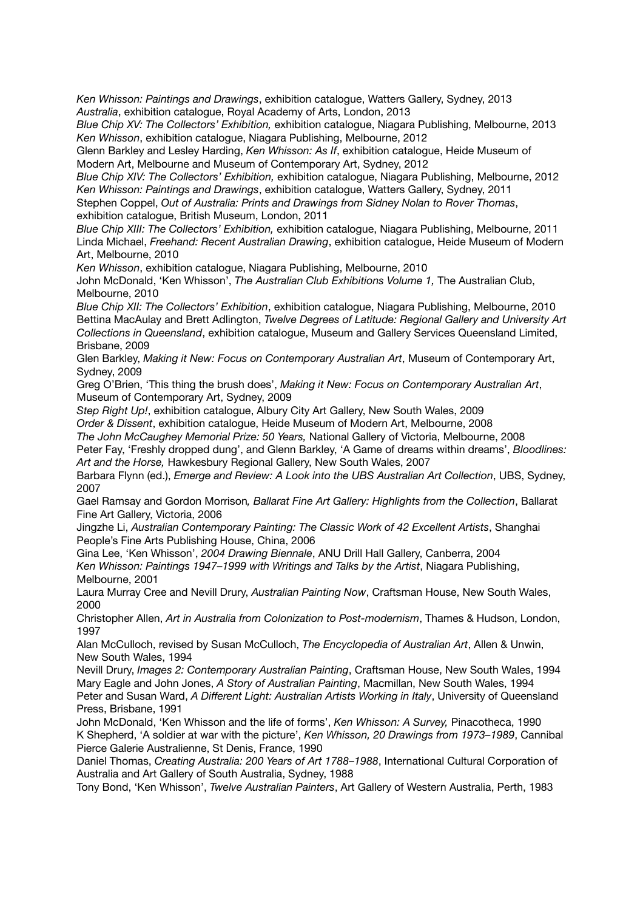*Ken Whisson: Paintings and Drawings*, exhibition catalogue, Watters Gallery, Sydney, 2013

*Australia*, exhibition catalogue, Royal Academy of Arts, London, 2013

*Blue Chip XV: The Collectors' Exhibition,* exhibition catalogue, Niagara Publishing, Melbourne, 2013

*Ken Whisson*, exhibition catalogue, Niagara Publishing, Melbourne, 2012

Glenn Barkley and Lesley Harding, *Ken Whisson: As If*, exhibition catalogue, Heide Museum of Modern Art, Melbourne and Museum of Contemporary Art, Sydney, 2012

*Blue Chip XIV: The Collectors' Exhibition,* exhibition catalogue, Niagara Publishing, Melbourne, 2012

*Ken Whisson: Paintings and Drawings*, exhibition catalogue, Watters Gallery, Sydney, 2011

Stephen Coppel, *Out of Australia: Prints and Drawings from Sidney Nolan to Rover Thomas*, exhibition catalogue, British Museum, London, 2011

*Blue Chip XIII: The Collectors' Exhibition,* exhibition catalogue, Niagara Publishing, Melbourne, 2011

Linda Michael, *Freehand: Recent Australian Drawing*, exhibition catalogue, Heide Museum of Modern Art, Melbourne, 2010

*Ken Whisson*, exhibition catalogue, Niagara Publishing, Melbourne, 2010

John McDonald, 'Ken Whisson', *The Australian Club Exhibitions Volume 1,* The Australian Club, Melbourne, 2010

*Blue Chip XII: The Collectors' Exhibition*, exhibition catalogue, Niagara Publishing, Melbourne, 2010

Bettina MacAulay and Brett Adlington, *Twelve Degrees of Latitude: Regional Gallery and University Art Collections in Queensland*, exhibition catalogue, Museum and Gallery Services Queensland Limited, Brisbane, 2009

Glen Barkley, *Making it New: Focus on Contemporary Australian Art*, Museum of Contemporary Art, Sydney, 2009

Greg O'Brien, 'This thing the brush does', *Making it New: Focus on Contemporary Australian Art*, Museum of Contemporary Art, Sydney, 2009

*Step Right Up!*, exhibition catalogue, Albury City Art Gallery, New South Wales, 2009

*Order & Dissent*, exhibition catalogue, Heide Museum of Modern Art, Melbourne, 2008

*The John McCaughey Memorial Prize: 50 Years,* National Gallery of Victoria, Melbourne, 2008

Peter Fay, 'Freshly dropped dung', and Glenn Barkley, 'A Game of dreams within dreams', *Bloodlines: Art and the Horse,* Hawkesbury Regional Gallery, New South Wales, 2007

Barbara Flynn (ed.), *Emerge and Review: A Look into the UBS Australian Art Collection*, UBS, Sydney, 2007

Gael Ramsay and Gordon Morrison*, Ballarat Fine Art Gallery: Highlights from the Collection*, Ballarat Fine Art Gallery, Victoria, 2006

Jingzhe Li, *Australian Contemporary Painting: The Classic Work of 42 Excellent Artists*, Shanghai People's Fine Arts Publishing House, China, 2006

Gina Lee, 'Ken Whisson', *2004 Drawing Biennale*, ANU Drill Hall Gallery, Canberra, 2004

*Ken Whisson: Paintings 1947–1999 with Writings and Talks by the Artist*, Niagara Publishing, Melbourne, 2001

Laura Murray Cree and Nevill Drury, *Australian Painting Now*, Craftsman House, New South Wales, 2000

Christopher Allen, *Art in Australia from Colonization to Post-modernism*, Thames & Hudson, London, 1997

Alan McCulloch, revised by Susan McCulloch, *The Encyclopedia of Australian Art*, Allen & Unwin, New South Wales, 1994

Nevill Drury, *Images 2: Contemporary Australian Painting*, Craftsman House, New South Wales, 1994

Mary Eagle and John Jones, *A Story of Australian Painting*, Macmillan, New South Wales, 1994

Peter and Susan Ward, *A Different Light: Australian Artists Working in Italy*, University of Queensland Press, Brisbane, 1991

John McDonald, 'Ken Whisson and the life of forms', *Ken Whisson: A Survey,* Pinacotheca, 1990

K Shepherd, 'A soldier at war with the picture', *Ken Whisson, 20 Drawings from 1973–1989*, Cannibal Pierce Galerie Australienne, St Denis, France, 1990

Daniel Thomas, *Creating Australia: 200 Years of Art 1788–1988*, International Cultural Corporation of Australia and Art Gallery of South Australia, Sydney, 1988

Tony Bond, 'Ken Whisson', *Twelve Australian Painters*, Art Gallery of Western Australia, Perth, 1983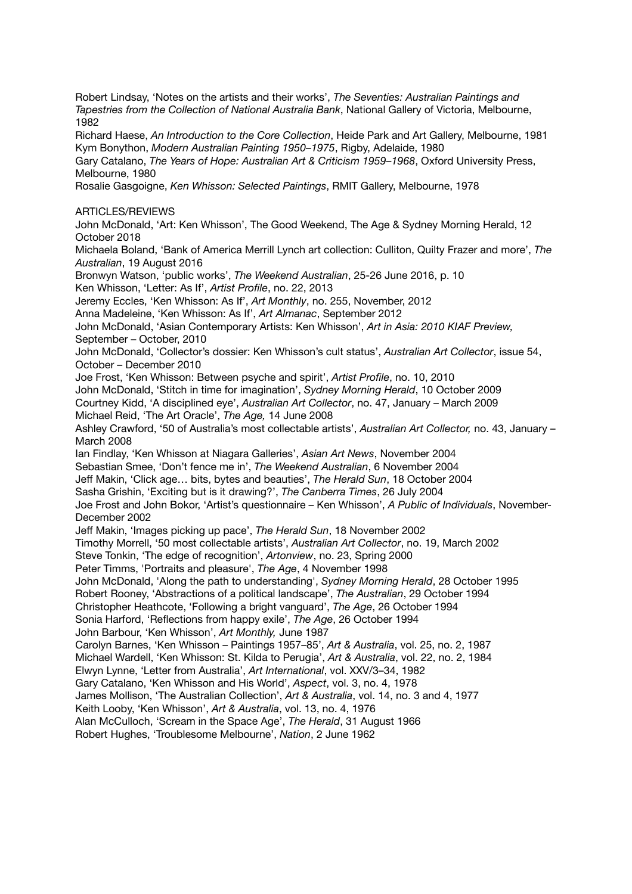Robert Lindsay, 'Notes on the artists and their works', *The Seventies: Australian Paintings and Tapestries from the Collection of National Australia Bank*, National Gallery of Victoria, Melbourne, 1982

Richard Haese, *An Introduction to the Core Collection*, Heide Park and Art Gallery, Melbourne, 1981

Kym Bonython, *Modern Australian Painting 1950–1975*, Rigby, Adelaide, 1980

Gary Catalano, *The Years of Hope: Australian Art & Criticism 1959–1968*, Oxford University Press, Melbourne, 1980

Rosalie Gasgoigne, *Ken Whisson: Selected Paintings*, RMIT Gallery, Melbourne, 1978

ARTICLES/REVIEWS

John McDonald, 'Art: Ken Whisson', The Good Weekend, The Age & Sydney Morning Herald, 12 October 2018

Michaela Boland, 'Bank of America Merrill Lynch art collection: Culliton, Quilty Frazer and more', *The Australian*, 19 August 2016

Bronwyn Watson, 'public works', *The Weekend Australian*, 25-26 June 2016, p. 10

Ken Whisson, 'Letter: As If', *Artist Profile*, no. 22, 2013

Jeremy Eccles, 'Ken Whisson: As If', *Art Monthly*, no. 255, November, 2012

Anna Madeleine, 'Ken Whisson: As If', *Art Almanac*, September 2012

John McDonald, 'Asian Contemporary Artists: Ken Whisson', *Art in Asia: 2010 KIAF Preview,* September – October, 2010

John McDonald, 'Collector's dossier: Ken Whisson's cult status', *Australian Art Collector*, issue 54, October – December 2010

Joe Frost, 'Ken Whisson: Between psyche and spirit', *Artist Profile*, no. 10, 2010

John McDonald, 'Stitch in time for imagination', *Sydney Morning Herald*, 10 October 2009

Courtney Kidd, 'A disciplined eye', *Australian Art Collector*, no. 47, January – March 2009

Michael Reid, 'The Art Oracle', *The Age,* 14 June 2008

Ashley Crawford, '50 of Australia's most collectable artists', *Australian Art Collector,* no. 43, January – March 2008

Ian Findlay, 'Ken Whisson at Niagara Galleries', *Asian Art News*, November 2004

Sebastian Smee, 'Don't fence me in', *The Weekend Australian*, 6 November 2004

Jeff Makin, 'Click age… bits, bytes and beauties', *The Herald Sun*, 18 October 2004

Sasha Grishin, 'Exciting but is it drawing?', *The Canberra Times*, 26 July 2004

Joe Frost and John Bokor, 'Artist's questionnaire – Ken Whisson', *A Public of Individuals*, November-December 2002

Jeff Makin, 'Images picking up pace', *The Herald Sun*, 18 November 2002

Timothy Morrell, '50 most collectable artists', *Australian Art Collector*, no. 19, March 2002

Steve Tonkin, 'The edge of recognition', *Artonview*, no. 23, Spring 2000

Peter Timms, 'Portraits and pleasure', *The Age*, 4 November 1998

John McDonald, 'Along the path to understanding', *Sydney Morning Herald*, 28 October 1995

Robert Rooney, 'Abstractions of a political landscape', *The Australian*, 29 October 1994

Christopher Heathcote, 'Following a bright vanguard', *The Age*, 26 October 1994

Sonia Harford, 'Reflections from happy exile', *The Age*, 26 October 1994

John Barbour, 'Ken Whisson', *Art Monthly,* June 1987

Carolyn Barnes, 'Ken Whisson – Paintings 1957–85', *Art & Australia*, vol. 25, no. 2, 1987

Michael Wardell, 'Ken Whisson: St. Kilda to Perugia', *Art & Australia*, vol. 22, no. 2, 1984

Elwyn Lynne, 'Letter from Australia', *Art International*, vol. XXV/3–34, 1982

Gary Catalano, 'Ken Whisson and His World', *Aspect*, vol. 3, no. 4, 1978

James Mollison, 'The Australian Collection', *Art & Australia*, vol. 14, no. 3 and 4, 1977

Keith Looby, 'Ken Whisson', *Art & Australia*, vol. 13, no. 4, 1976

Alan McCulloch, 'Scream in the Space Age', *The Herald*, 31 August 1966

Robert Hughes, 'Troublesome Melbourne', *Nation*, 2 June 1962